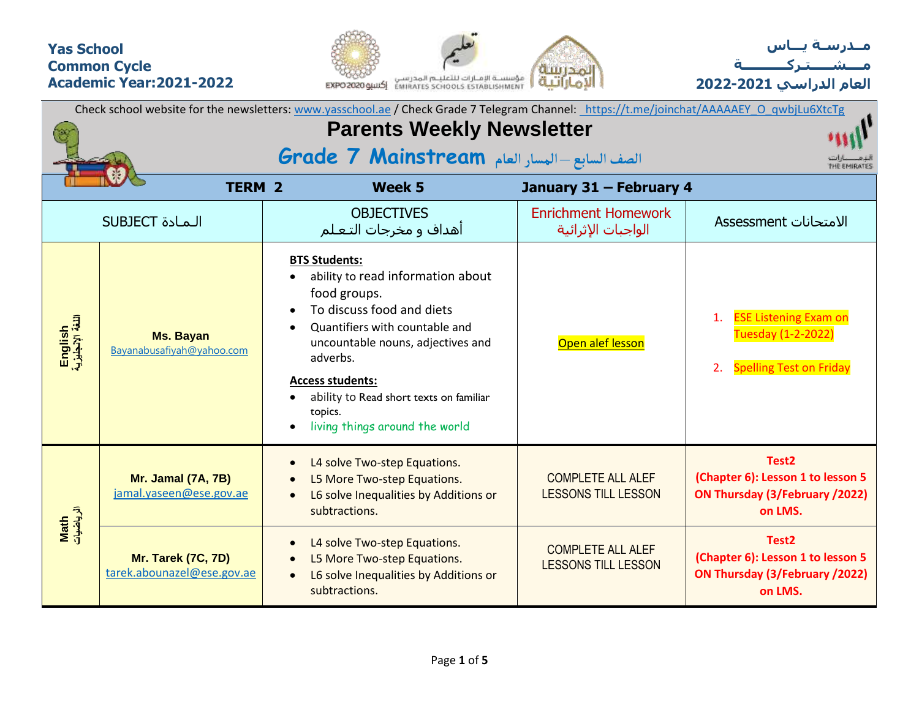**Yas School**
**Common Cycle**
**Academic Year:2021-2022**

**مـدرسـة يــاس**
**مــشـــتـركـــــة**
**العام الدراسي 2021-2022**

Check school website for the newsletters: www.yasschool.ae / Check Grade 7 Telegram Channel: https://t.me/joinchat/AAAAAEY_O_qwbjLu6XtcTg

# Parents Weekly Newsletter

## Grade 7 Mainstream الصف السابع – المسار العام

| TERM 2 | | Week 5 | January 31 – February 4 | |
|---|---|---|---|---|
| SUBJECT الـمـادة | | OBJECTIVES أهداف و مخرجات التـعـلـم | Enrichment Homework الواجبات الإثرائية | Assessment الامتحانات |
| **English** اللغة الإنجليزية | **Ms. Bayan** Bayanabusafiyah@yahoo.com | **BTS Students:** <br>• ability to read information about food groups. <br>• To discuss food and diets <br>• Quantifiers with countable and uncountable nouns, adjectives and adverbs. <br>**Access students:** <br>• ability to Read short texts on familiar topics. <br>• living things around the world | Open alef lesson | 1. ESE Listening Exam on Tuesday (1-2-2022) <br>2. Spelling Test on Friday |
| **Math** الرياضيات | **Mr. Jamal (7A, 7B)** jamal.yaseen@ese.gov.ae | • L4 solve Two-step Equations. <br>• L5 More Two-step Equations. <br>• L6 solve Inequalities by Additions or subtractions. | COMPLETE ALL ALEF LESSONS TILL LESSON | **Test2 (Chapter 6): Lesson 1 to lesson 5 ON Thursday (3/February /2022) on LMS.** |
| | **Mr. Tarek (7C, 7D)** tarek.abounazel@ese.gov.ae | • L4 solve Two-step Equations. <br>• L5 More Two-step Equations. <br>• L6 solve Inequalities by Additions or subtractions. | COMPLETE ALL ALEF LESSONS TILL LESSON | **Test2 (Chapter 6): Lesson 1 to lesson 5 ON Thursday (3/February /2022) on LMS.** |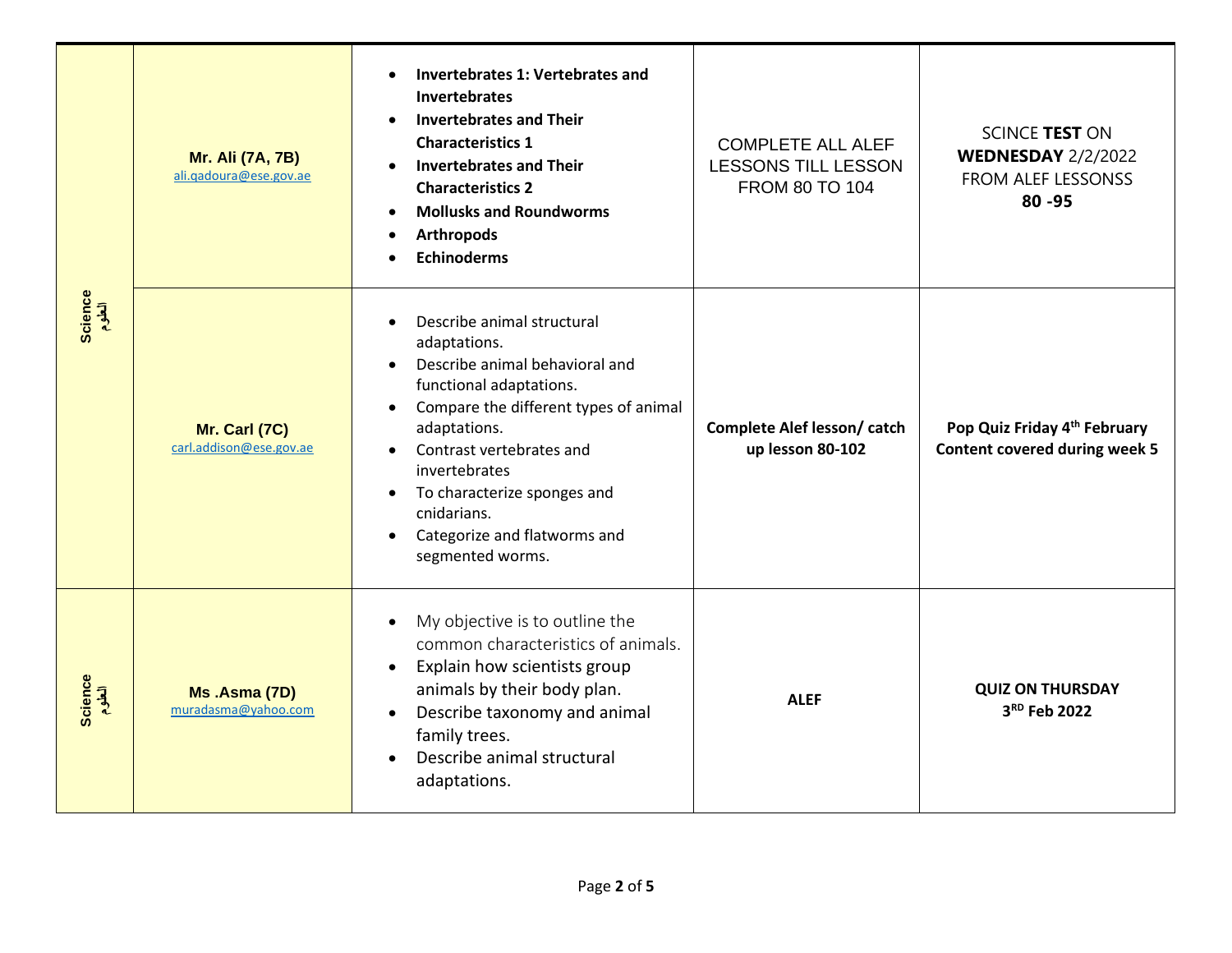| Science العلوم | Mr. Ali (7A, 7B) ali.qadoura@ese.gov.ae | • **Invertebrates 1: Vertebrates and Invertebrates**<br>• **Invertebrates and Their Characteristics 1**<br>• **Invertebrates and Their Characteristics 2**<br>• **Mollusks and Roundworms**<br>• **Arthropods**<br>• **Echinoderms** | COMPLETE ALL ALEF LESSONS TILL LESSON FROM 80 TO 104 | SCINCE **TEST** ON **WEDNESDAY** 2/2/2022 FROM ALEF LESSONSS **80 -95** |
|---|---|---|---|---|
| | Mr. Carl (7C) carl.addison@ese.gov.ae | • Describe animal structural adaptations.<br>• Describe animal behavioral and functional adaptations.<br>• Compare the different types of animal adaptations.<br>• Contrast vertebrates and invertebrates<br>• To characterize sponges and cnidarians.<br>• Categorize and flatworms and segmented worms. | **Complete Alef lesson/ catch up lesson 80-102** | **Pop Quiz Friday 4th February Content covered during week 5** |
| Science العلوم | Ms .Asma (7D) muradasma@yahoo.com | • My objective is to outline the common characteristics of animals.<br>• Explain how scientists group animals by their body plan.<br>• Describe taxonomy and animal family trees.<br>• Describe animal structural adaptations. | **ALEF** | **QUIZ ON THURSDAY 3RD Feb 2022** |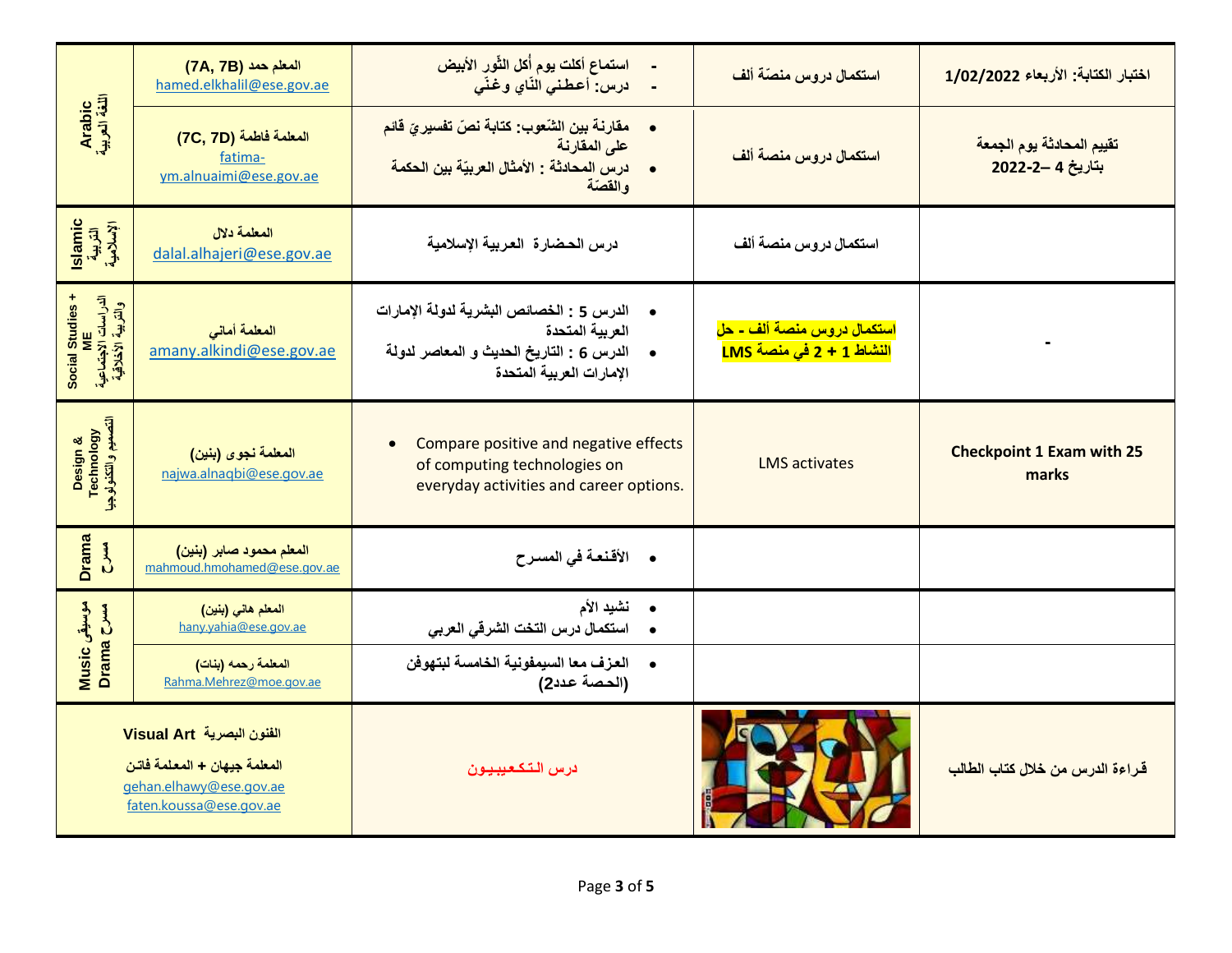| Subject | Teacher | Lessons | Tasks | Assessment |
|---|---|---|---|---|
| Arabic اللغة العربية | المعلم حمد (7A, 7B) hamed.elkhalil@ese.gov.ae | - استماع أكلت يوم أُكل الثّور الأبيض<br>- درس: أعطني النّاي وغنّي | استكمال دروس منصّة ألف | اختبار الكتابة: الأربعاء 1/02/2022 |
| | المعلمة فاطمة (7C, 7D) fatima-ym.alnuaimi@ese.gov.ae | • مقارنة بين الشّعوب: كتابة نصّ تفسيريّ قائم على المقارنة<br>• درس المحادثة : الأمثال العربيّة بين الحكمة والقصّة | استكمال دروس منصة ألف | تقييم المحادثة يوم الجمعة بتاريخ 4 –2-2022 |
| Islamic التربية الإسلامية | المعلمة دلال dalal.alhajeri@ese.gov.ae | درس الحضارة العربية الإسلامية | استكمال دروس منصة ألف | |
| Social Studies + ME الدراسات الاجتماعية والتربية الأخلاقية | المعلمة أماني amany.alkindi@ese.gov.ae | • الدرس 5 : الخصائص البشرية لدولة الإمارات العربية المتحدة<br>• الدرس 6 : التاريخ الحديث و المعاصر لدولة الإمارات العربية المتحدة | استكمال دروس منصة ألف - حل النشاط 1 + 2 في منصة LMS | - |
| Design & Technology التصميم والتكنولوجيا | المعلمة نجوى (بنين) najwa.alnaqbi@ese.gov.ae | • Compare positive and negative effects of computing technologies on everyday activities and career options. | LMS activates | **Checkpoint 1 Exam with 25 marks** |
| Drama مسرح | المعلم محمود صابر (بنين) mahmoud.hmohamed@ese.gov.ae | • الأقنعة في المسرح | | |
| Music Drama موسيقى مسرح | المعلم هاني (بنين) hany.yahia@ese.gov.ae | • نشيد الأم<br>• استكمال درس التخت الشرقي العربي | | |
| | المعلمة رحمه (بنات) Rahma.Mehrez@moe.gov.ae | • العزف معا السيمفونية الخامسة لبتهوفن (الحصة عدد2) | | |
| Visual Art الفنون البصرية | المعلمة جيهان + المعلمة فاتن gehan.elhawy@ese.gov.ae faten.koussa@ese.gov.ae | درس التكعيبيون | | قراءة الدرس من خلال كتاب الطالب |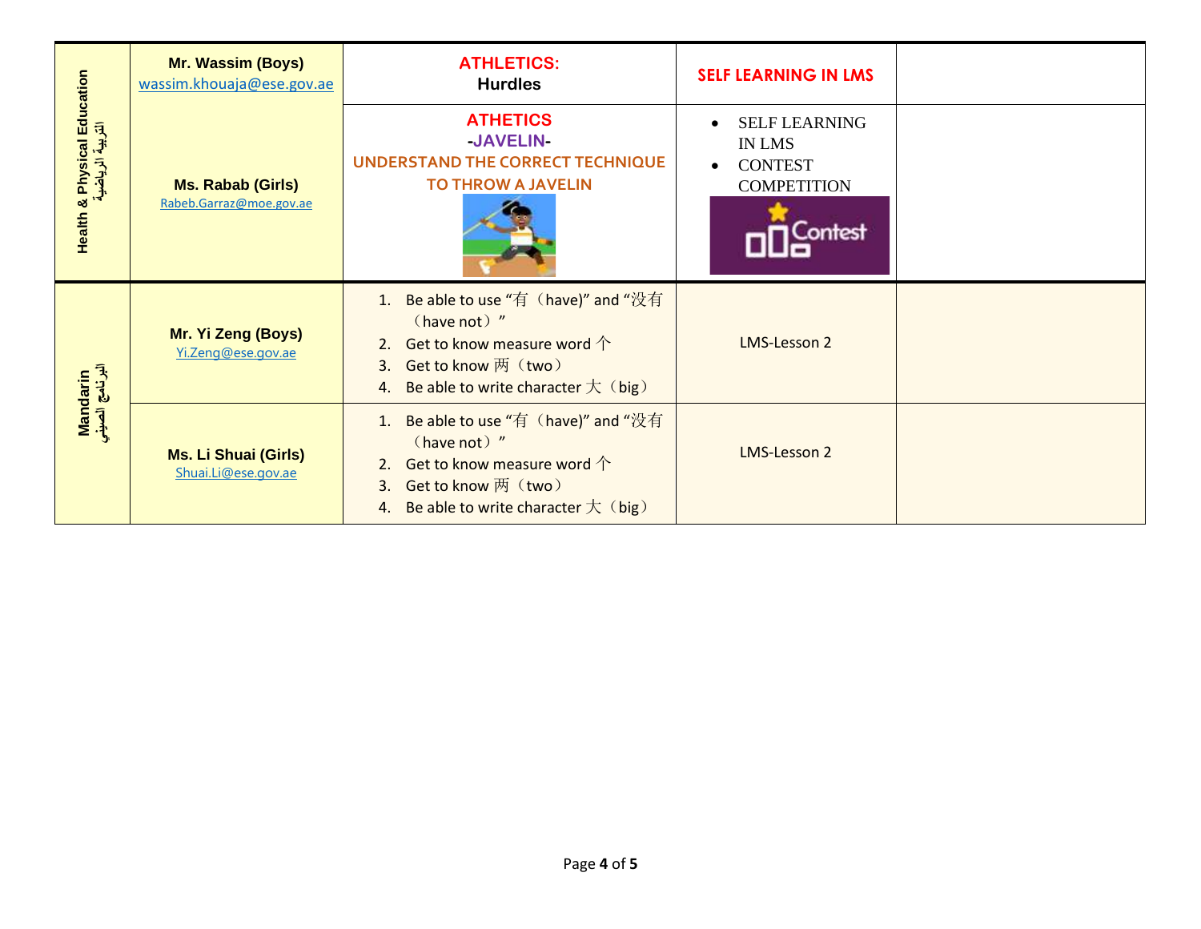| Health & Physical Education التربية الرياضية | Mr. Wassim (Boys) wassim.khouaja@ese.gov.ae | ATHLETICS: Hurdles | SELF LEARNING IN LMS | |
|---|---|---|---|---|
| | Ms. Rabab (Girls) Rabeb.Garraz@moe.gov.ae | ATHETICS -JAVELIN- UNDERSTAND THE CORRECT TECHNIQUE TO THROW A JAVELIN | • SELF LEARNING IN LMS • CONTEST COMPETITION | |
| Mandarin البرنامج الصيني | Mr. Yi Zeng (Boys) Yi.Zeng@ese.gov.ae | 1. Be able to use "有（have)" and "没有（have not）" 2. Get to know measure word 个 3. Get to know 两（two） 4. Be able to write character 大（big） | LMS-Lesson 2 | |
| | Ms. Li Shuai (Girls) Shuai.Li@ese.gov.ae | 1. Be able to use "有（have)" and "没有（have not）" 2. Get to know measure word 个 3. Get to know 两（two） 4. Be able to write character 大（big） | LMS-Lesson 2 | |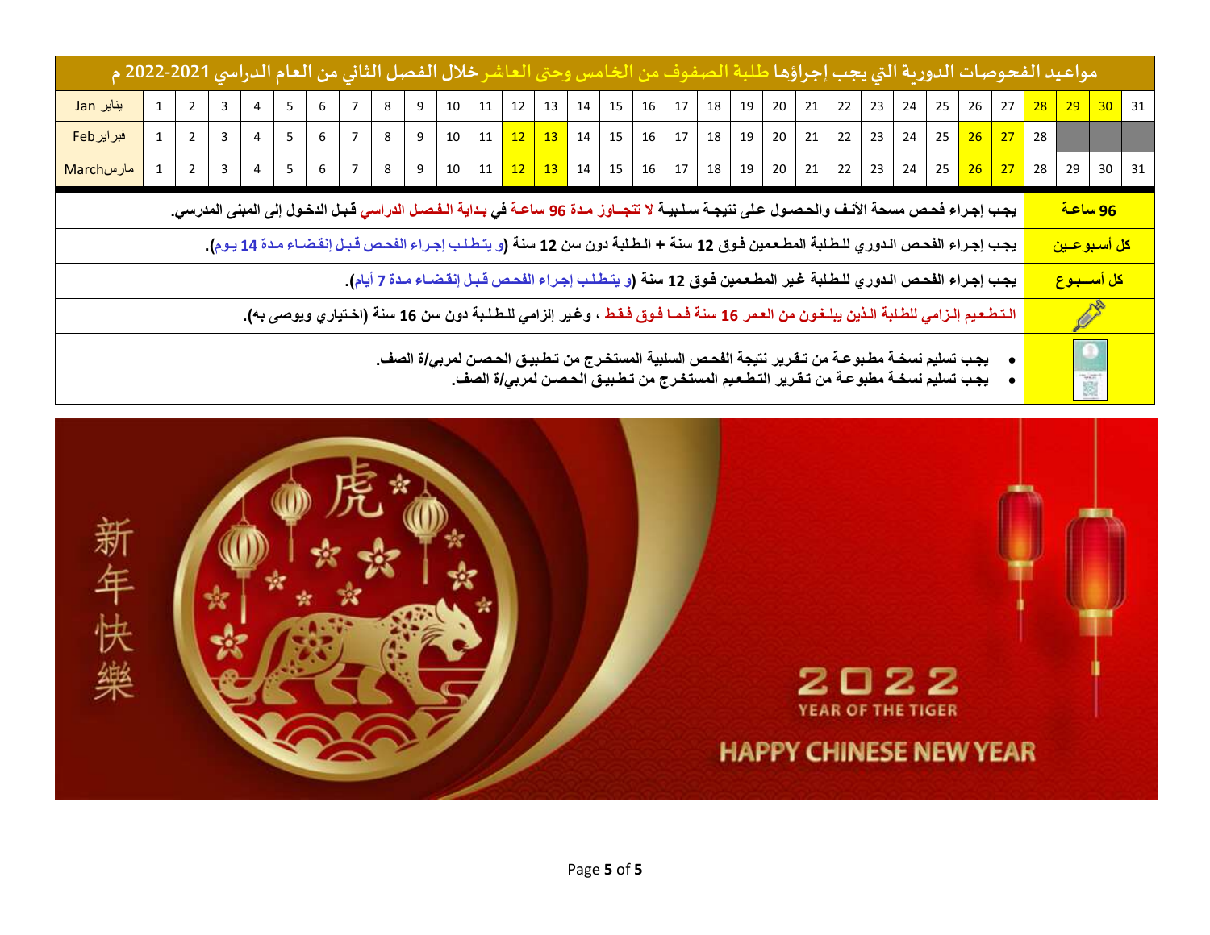## مواعيد الفحوصات الدورية التي يجب إجراؤها طلبة الصفوف من الخامس وحتى العاشر خلال الفصل الثاني من العام الدراسي 2021-2022 م

| | | | | | | | | | | | | | | | | | | | | | | | | | | | | | | | |
|---|---|---|---|---|---|---|---|---|---|---|---|---|---|---|---|---|---|---|---|---|---|---|---|---|---|---|---|---|---|---|---|
| يناير Jan | 1 | 2 | 3 | 4 | 5 | 6 | 7 | 8 | 9 | 10 | 11 | 12 | 13 | 14 | 15 | 16 | 17 | 18 | 19 | 20 | 21 | 22 | 23 | 24 | 25 | 26 | 27 | 28 | 29 | 30 | 31 |
| فبراير Feb | 1 | 2 | 3 | 4 | 5 | 6 | 7 | 8 | 9 | 10 | 11 | 12 | 13 | 14 | 15 | 16 | 17 | 18 | 19 | 20 | 21 | 22 | 23 | 24 | 25 | 26 | 27 | 28 | | | |
| مارس March | 1 | 2 | 3 | 4 | 5 | 6 | 7 | 8 | 9 | 10 | 11 | 12 | 13 | 14 | 15 | 16 | 17 | 18 | 19 | 20 | 21 | 22 | 23 | 24 | 25 | 26 | 27 | 28 | 29 | 30 | 31 |

| | |
|---|---|
| 96 ساعة | يجب إجراء فحص مسحة الأنف والحصول على نتيجة سلبية لا تتجاوز مدة 96 ساعة في بداية الفصل الدراسي قبل الدخول إلى المبنى المدرسي. |
| كل أسبوعين | يجب إجراء الفحص الدوري للطلبة المطعمين فوق 12 سنة + الطلبة دون سن 12 سنة (و يتطلب إجراء الفحص قبل إنقضاء مدة 14 يوم). |
| كل أسبوع | يجب إجراء الفحص الدوري للطلبة غير المطعمين فوق 12 سنة (و يتطلب إجراء الفحص قبل إنقضاء مدة 7 أيام). |
| | التطعيم إلزامي للطلبة الذين يبلغون من العمر 16 سنة فما فوق فقط ، وغير إلزامي للطلبة دون سن 16 سنة (اختياري ويوصى به). |
| | • يجب تسليم نسخة مطبوعة من تقرير نتيجة الفحص السلبية المستخرج من تطبيق الحصن لمربي/ة الصف. <br> • يجب تسليم نسخة مطبوعة من تقرير التطعيم المستخرج من تطبيق الحصن لمربي/ة الصف. |

新年快樂

虎

2022

YEAR OF THE TIGER

HAPPY CHINESE NEW YEAR